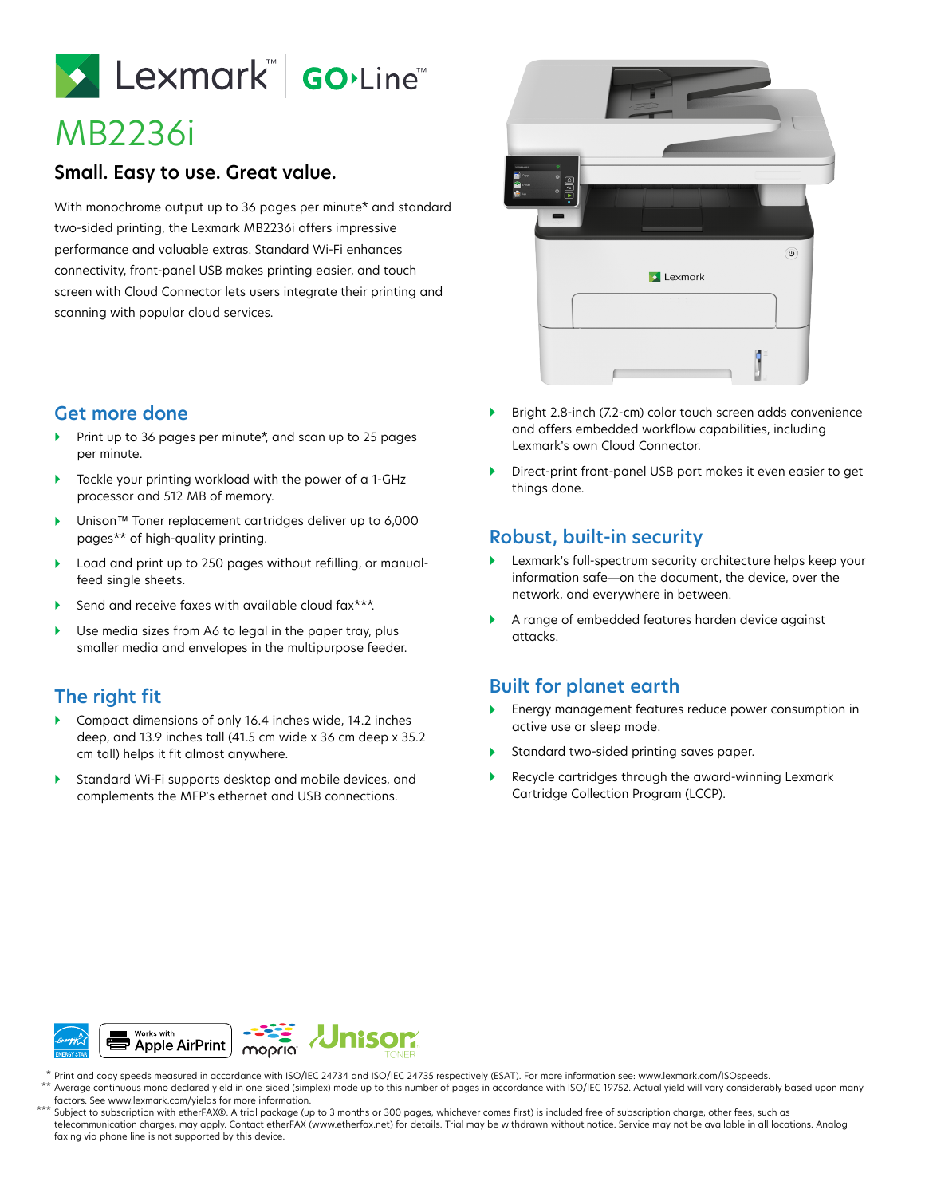Lexmark™ GO Line™

# MB2236i

## Small. Easy to use. Great value.

With monochrome output up to 36 pages per minute* and standard two-sided printing, the Lexmark MB2236i offers impressive performance and valuable extras. Standard Wi-Fi enhances connectivity, front-panel USB makes printing easier, and touch screen with Cloud Connector lets users integrate their printing and scanning with popular cloud services.

## Get more done

- Print up to 36 pages per minute*, and scan up to 25 pages per minute.
- Tackle your printing workload with the power of a 1-GHz processor and 512 MB of memory.
- Unison™ Toner replacement cartridges deliver up to 6,000 pages** of high-quality printing.
- Load and print up to 250 pages without refilling, or manual-feed single sheets.
- Send and receive faxes with available cloud fax***.
- Use media sizes from A6 to legal in the paper tray, plus smaller media and envelopes in the multipurpose feeder.
- Bright 2.8-inch (7.2-cm) color touch screen adds convenience and offers embedded workflow capabilities, including Lexmark's own Cloud Connector.
- Direct-print front-panel USB port makes it even easier to get things done.

## The right fit

- Compact dimensions of only 16.4 inches wide, 14.2 inches deep, and 13.9 inches tall (41.5 cm wide x 36 cm deep x 35.2 cm tall) helps it fit almost anywhere.
- Standard Wi-Fi supports desktop and mobile devices, and complements the MFP's ethernet and USB connections.

## Robust, built-in security

- Lexmark's full-spectrum security architecture helps keep your information safe—on the document, the device, over the network, and everywhere in between.
- A range of embedded features harden device against attacks.

## Built for planet earth

- Energy management features reduce power consumption in active use or sleep mode.
- Standard two-sided printing saves paper.
- Recycle cartridges through the award-winning Lexmark Cartridge Collection Program (LCCP).

ENERGY STAR | Works with Apple AirPrint | mopria | Unison TONER

\* Print and copy speeds measured in accordance with ISO/IEC 24734 and ISO/IEC 24735 respectively (ESAT). For more information see: www.lexmark.com/ISOspeeds.

\*\* Average continuous mono declared yield in one-sided (simplex) mode up to this number of pages in accordance with ISO/IEC 19752. Actual yield will vary considerably based upon many factors. See www.lexmark.com/yields for more information.

\*\*\* Subject to subscription with etherFAX®. A trial package (up to 3 months or 300 pages, whichever comes first) is included free of subscription charge; other fees, such as telecommunication charges, may apply. Contact etherFAX (www.etherfax.net) for details. Trial may be withdrawn without notice. Service may not be available in all locations. Analog faxing via phone line is not supported by this device.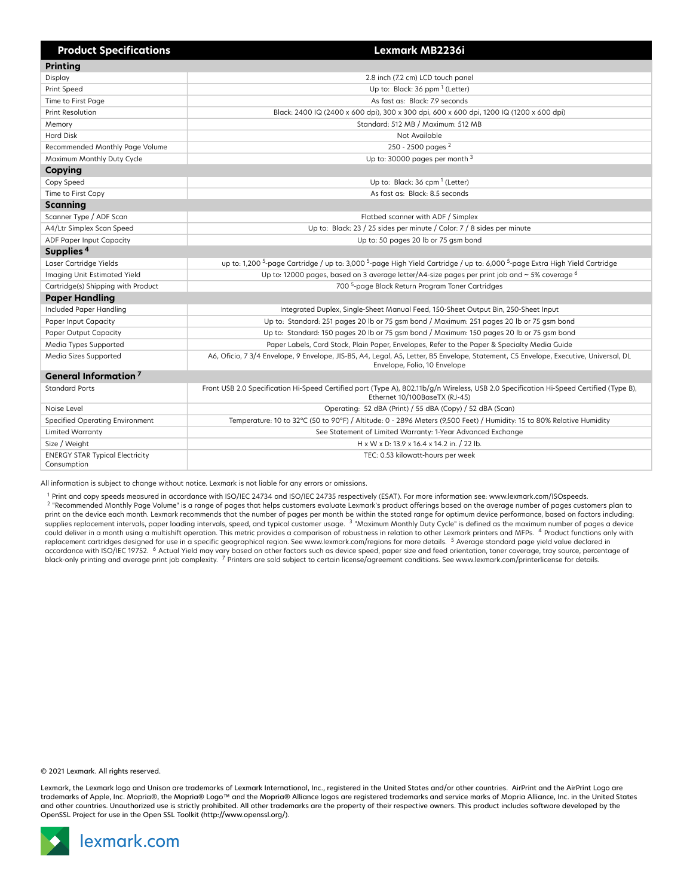| Product Specifications | Lexmark MB2236i |
|---|---|
| **Printing** | |
| Display | 2.8 inch (7.2 cm) LCD touch panel |
| Print Speed | Up to: Black: 36 ppm [1] (Letter) |
| Time to First Page | As fast as: Black: 7.9 seconds |
| Print Resolution | Black: 2400 IQ (2400 x 600 dpi), 300 x 300 dpi, 600 x 600 dpi, 1200 IQ (1200 x 600 dpi) |
| Memory | Standard: 512 MB / Maximum: 512 MB |
| Hard Disk | Not Available |
| Recommended Monthly Page Volume | 250 - 2500 pages [2] |
| Maximum Monthly Duty Cycle | Up to: 30000 pages per month [3] |
| **Copying** | |
| Copy Speed | Up to: Black: 36 cpm [1] (Letter) |
| Time to First Copy | As fast as: Black: 8.5 seconds |
| **Scanning** | |
| Scanner Type / ADF Scan | Flatbed scanner with ADF / Simplex |
| A4/Ltr Simplex Scan Speed | Up to: Black: 23 / 25 sides per minute / Color: 7 / 8 sides per minute |
| ADF Paper Input Capacity | Up to: 50 pages 20 lb or 75 gsm bond |
| **Supplies [4]** | |
| Laser Cartridge Yields | up to: 1,200 [5]-page Cartridge / up to: 3,000 [5]-page High Yield Cartridge / up to: 6,000 [5]-page Extra High Yield Cartridge |
| Imaging Unit Estimated Yield | Up to: 12000 pages, based on 3 average letter/A4-size pages per print job and ~ 5% coverage [6] |
| Cartridge(s) Shipping with Product | 700 [5]-page Black Return Program Toner Cartridges |
| **Paper Handling** | |
| Included Paper Handling | Integrated Duplex, Single-Sheet Manual Feed, 150-Sheet Output Bin, 250-Sheet Input |
| Paper Input Capacity | Up to: Standard: 251 pages 20 lb or 75 gsm bond / Maximum: 251 pages 20 lb or 75 gsm bond |
| Paper Output Capacity | Up to: Standard: 150 pages 20 lb or 75 gsm bond / Maximum: 150 pages 20 lb or 75 gsm bond |
| Media Types Supported | Paper Labels, Card Stock, Plain Paper, Envelopes, Refer to the Paper & Specialty Media Guide |
| Media Sizes Supported | A6, Oficio, 7 3/4 Envelope, 9 Envelope, JIS-B5, A4, Legal, A5, Letter, B5 Envelope, Statement, C5 Envelope, Executive, Universal, DL Envelope, Folio, 10 Envelope |
| **General Information [7]** | |
| Standard Ports | Front USB 2.0 Specification Hi-Speed Certified port (Type A), 802.11b/g/n Wireless, USB 2.0 Specification Hi-Speed Certified (Type B), Ethernet 10/100BaseTX (RJ-45) |
| Noise Level | Operating: 52 dBA (Print) / 55 dBA (Copy) / 52 dBA (Scan) |
| Specified Operating Environment | Temperature: 10 to 32°C (50 to 90°F) / Altitude: 0 - 2896 Meters (9,500 Feet) / Humidity: 15 to 80% Relative Humidity |
| Limited Warranty | See Statement of Limited Warranty: 1-Year Advanced Exchange |
| Size / Weight | H x W x D: 13.9 x 16.4 x 14.2 in. / 22 lb. |
| ENERGY STAR Typical Electricity Consumption | TEC: 0.53 kilowatt-hours per week |

All information is subject to change without notice. Lexmark is not liable for any errors or omissions.

[1] Print and copy speeds measured in accordance with ISO/IEC 24734 and ISO/IEC 24735 respectively (ESAT). For more information see: www.lexmark.com/ISOspeeds. [2] "Recommended Monthly Page Volume" is a range of pages that helps customers evaluate Lexmark's product offerings based on the average number of pages customers plan to print on the device each month. Lexmark recommends that the number of pages per month be within the stated range for optimum device performance, based on factors including: supplies replacement intervals, paper loading intervals, speed, and typical customer usage. [3] "Maximum Monthly Duty Cycle" is defined as the maximum number of pages a device could deliver in a month using a multishift operation. This metric provides a comparison of robustness in relation to other Lexmark printers and MFPs. [4] Product functions only with replacement cartridges designed for use in a specific geographical region. See www.lexmark.com/regions for more details. [5] Average standard page yield value declared in accordance with ISO/IEC 19752. [6] Actual Yield may vary based on other factors such as device speed, paper size and feed orientation, toner coverage, tray source, percentage of black-only printing and average print job complexity. [7] Printers are sold subject to certain license/agreement conditions. See www.lexmark.com/printerlicense for details.

© 2021 Lexmark. All rights reserved.

Lexmark, the Lexmark logo and Unison are trademarks of Lexmark International, Inc., registered in the United States and/or other countries. AirPrint and the AirPrint Logo are trademarks of Apple, Inc. Mopria®, the Mopria® Logo™ and the Mopria® Alliance logos are registered trademarks and service marks of Mopria Alliance, Inc. in the United States and other countries. Unauthorized use is strictly prohibited. All other trademarks are the property of their respective owners. This product includes software developed by the OpenSSL Project for use in the Open SSL Toolkit (http://www.openssl.org/).

lexmark.com